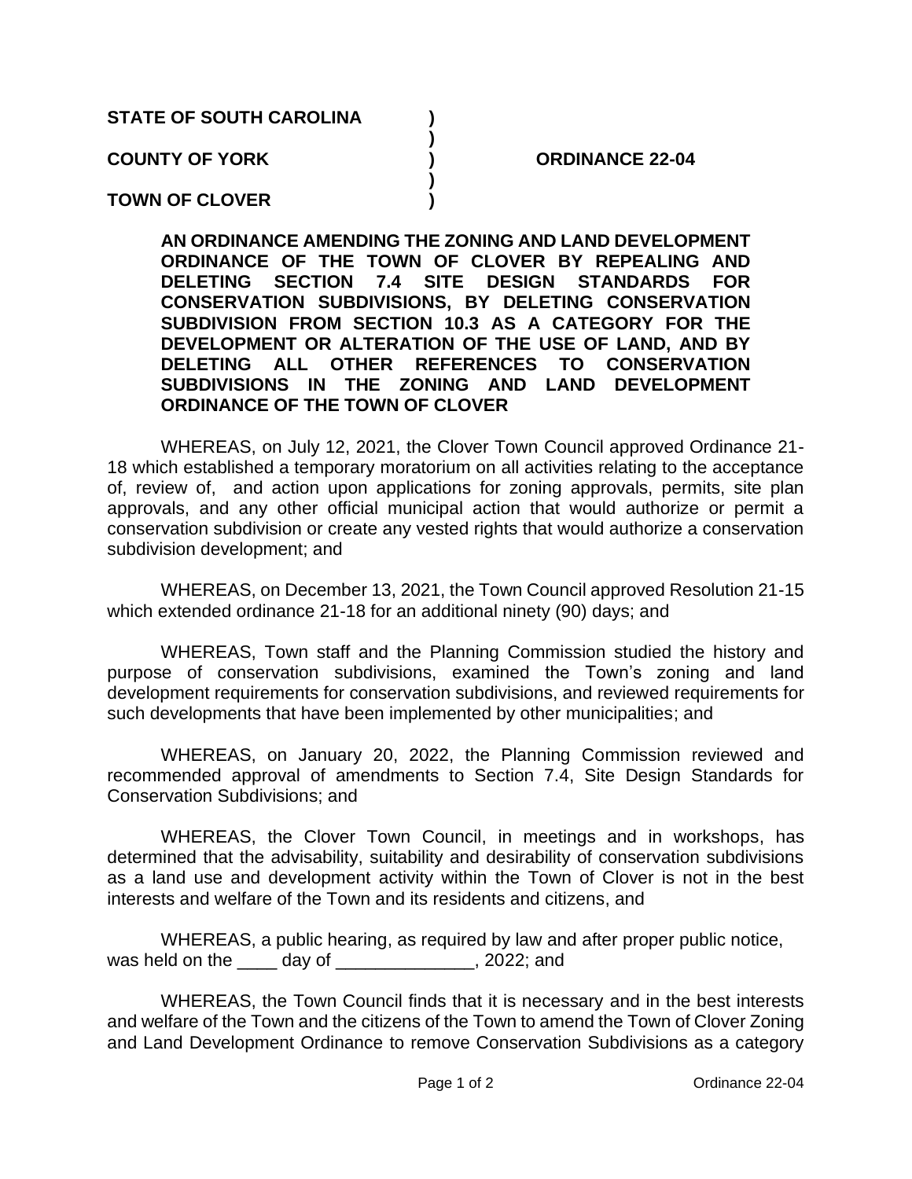**STATE OF SOUTH CAROLINA )**
**)**
**COUNTY OF YORK ) ORDINANCE 22-04**
**)**
**TOWN OF CLOVER )**

**AN ORDINANCE AMENDING THE ZONING AND LAND DEVELOPMENT ORDINANCE OF THE TOWN OF CLOVER BY REPEALING AND DELETING SECTION 7.4 SITE DESIGN STANDARDS FOR CONSERVATION SUBDIVISIONS, BY DELETING CONSERVATION SUBDIVISION FROM SECTION 10.3 AS A CATEGORY FOR THE DEVELOPMENT OR ALTERATION OF THE USE OF LAND, AND BY DELETING ALL OTHER REFERENCES TO CONSERVATION SUBDIVISIONS IN THE ZONING AND LAND DEVELOPMENT ORDINANCE OF THE TOWN OF CLOVER**

WHEREAS, on July 12, 2021, the Clover Town Council approved Ordinance 21-18 which established a temporary moratorium on all activities relating to the acceptance of, review of, and action upon applications for zoning approvals, permits, site plan approvals, and any other official municipal action that would authorize or permit a conservation subdivision or create any vested rights that would authorize a conservation subdivision development; and

WHEREAS, on December 13, 2021, the Town Council approved Resolution 21-15 which extended ordinance 21-18 for an additional ninety (90) days; and

WHEREAS, Town staff and the Planning Commission studied the history and purpose of conservation subdivisions, examined the Town's zoning and land development requirements for conservation subdivisions, and reviewed requirements for such developments that have been implemented by other municipalities; and

WHEREAS, on January 20, 2022, the Planning Commission reviewed and recommended approval of amendments to Section 7.4, Site Design Standards for Conservation Subdivisions; and

WHEREAS, the Clover Town Council, in meetings and in workshops, has determined that the advisability, suitability and desirability of conservation subdivisions as a land use and development activity within the Town of Clover is not in the best interests and welfare of the Town and its residents and citizens, and

WHEREAS, a public hearing, as required by law and after proper public notice, was held on the ____ day of ______________, 2022; and

WHEREAS, the Town Council finds that it is necessary and in the best interests and welfare of the Town and the citizens of the Town to amend the Town of Clover Zoning and Land Development Ordinance to remove Conservation Subdivisions as a category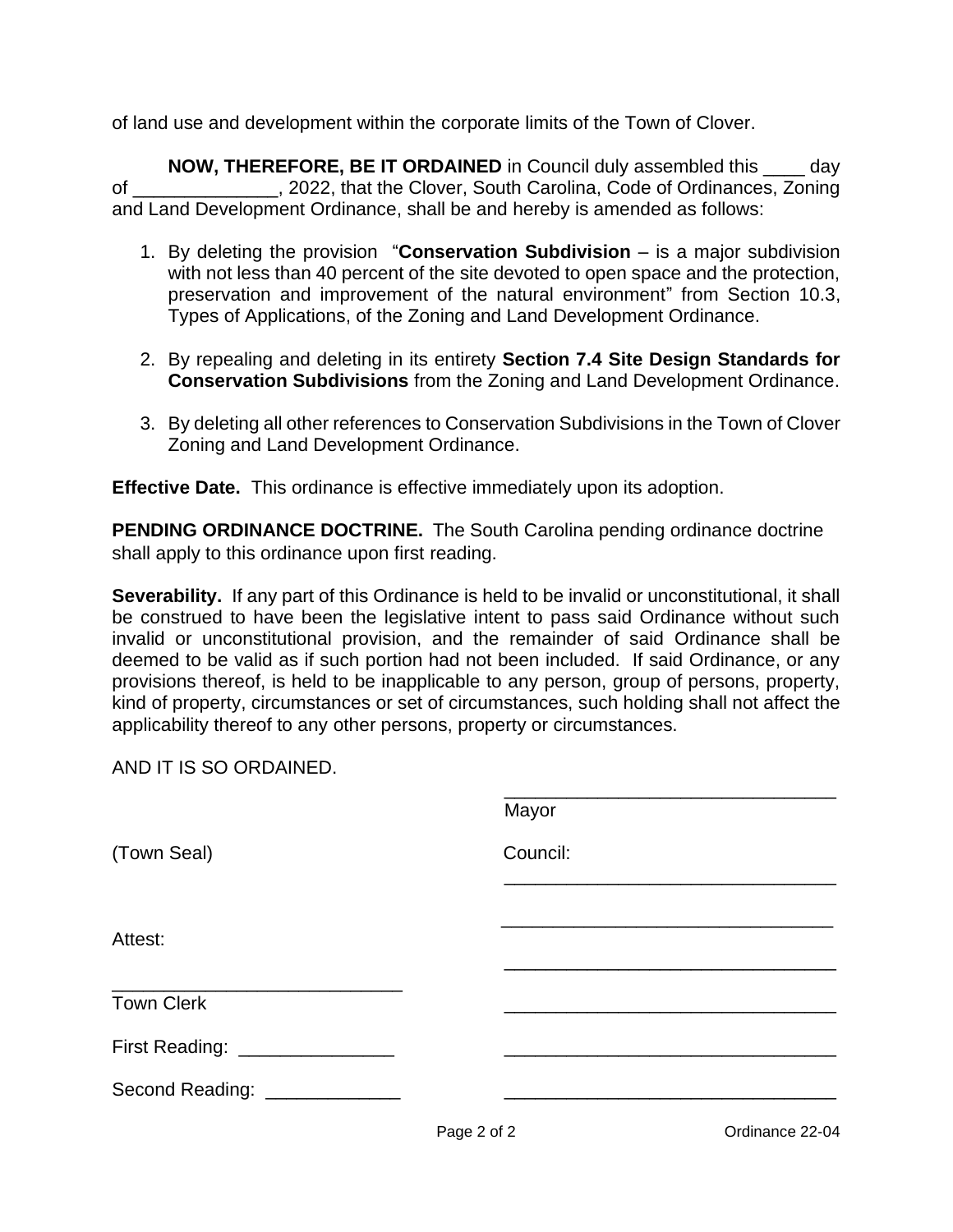of land use and development within the corporate limits of the Town of Clover.

**NOW, THEREFORE, BE IT ORDAINED** in Council duly assembled this ____ day of ______________, 2022, that the Clover, South Carolina, Code of Ordinances, Zoning and Land Development Ordinance, shall be and hereby is amended as follows:

1. By deleting the provision "**Conservation Subdivision** – is a major subdivision with not less than 40 percent of the site devoted to open space and the protection, preservation and improvement of the natural environment" from Section 10.3, Types of Applications, of the Zoning and Land Development Ordinance.

2. By repealing and deleting in its entirety **Section 7.4 Site Design Standards for Conservation Subdivisions** from the Zoning and Land Development Ordinance.

3. By deleting all other references to Conservation Subdivisions in the Town of Clover Zoning and Land Development Ordinance.

**Effective Date.** This ordinance is effective immediately upon its adoption.

**PENDING ORDINANCE DOCTRINE.** The South Carolina pending ordinance doctrine shall apply to this ordinance upon first reading.

**Severability.** If any part of this Ordinance is held to be invalid or unconstitutional, it shall be construed to have been the legislative intent to pass said Ordinance without such invalid or unconstitutional provision, and the remainder of said Ordinance shall be deemed to be valid as if such portion had not been included. If said Ordinance, or any provisions thereof, is held to be inapplicable to any person, group of persons, property, kind of property, circumstances or set of circumstances, such holding shall not affect the applicability thereof to any other persons, property or circumstances.

AND IT IS SO ORDAINED.

________________________________
Mayor

(Town Seal)

Council:

________________________________

________________________________

________________________________

________________________________

________________________________

________________________________

Attest:

____________________________
Town Clerk

First Reading: _______________

Second Reading: _____________

Ordinance 22-04